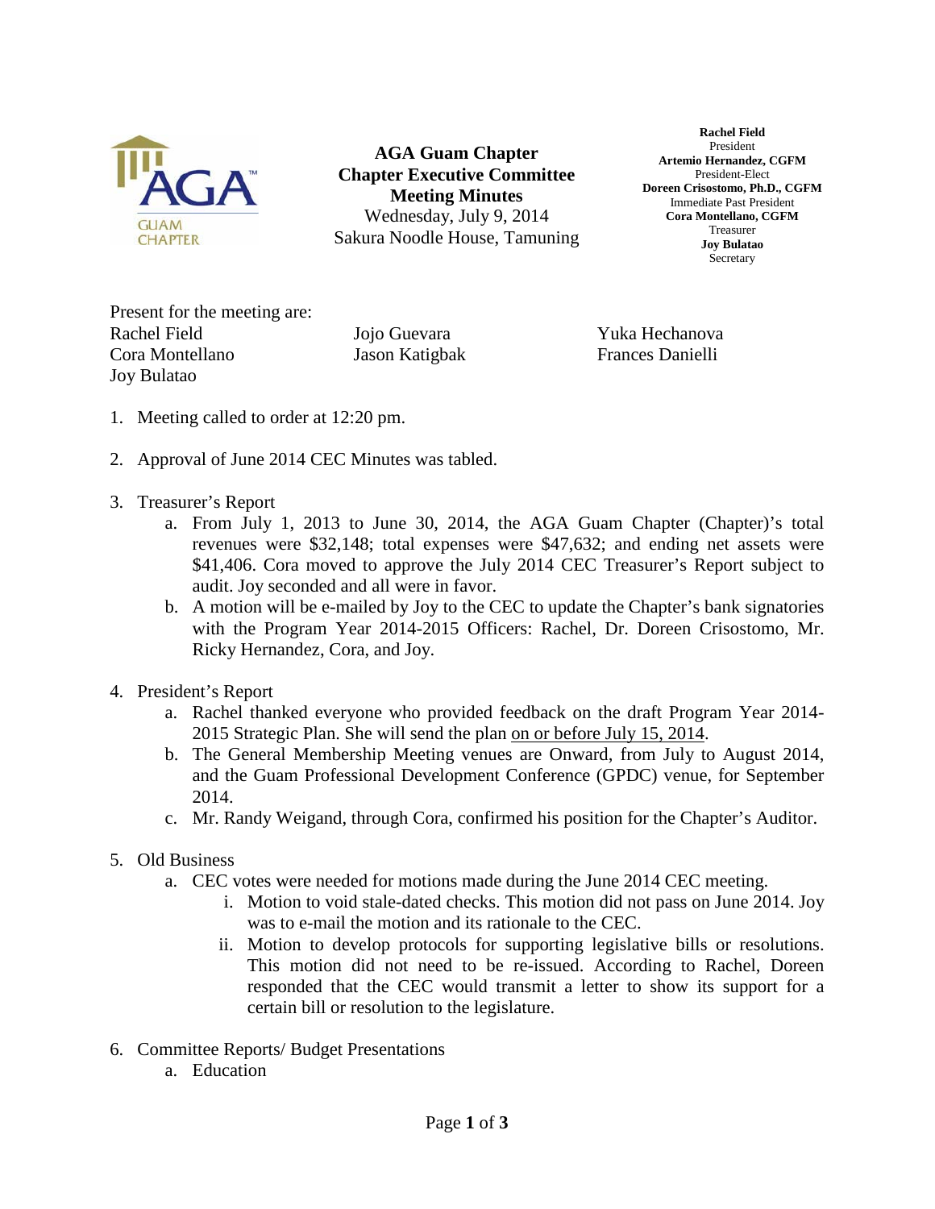# AGA Guam Chapter
## Chapter Executive Committee
## Meeting Minutes

Wednesday, July 9, 2014
Sakura Noodle House, Tamuning

**Rachel Field**
President
**Artemio Hernandez, CGFM**
President-Elect
**Doreen Crisostomo, Ph.D., CGFM**
Immediate Past President
**Cora Montellano, CGFM**
Treasurer
**Joy Bulatao**
Secretary

Present for the meeting are:

Rachel Field
Cora Montellano
Joy Bulatao
Jojo Guevara
Jason Katigbak
Yuka Hechanova
Frances Danielli

1. Meeting called to order at 12:20 pm.

2. Approval of June 2014 CEC Minutes was tabled.

3. Treasurer's Report
   a. From July 1, 2013 to June 30, 2014, the AGA Guam Chapter (Chapter)'s total revenues were $32,148; total expenses were $47,632; and ending net assets were $41,406. Cora moved to approve the July 2014 CEC Treasurer's Report subject to audit. Joy seconded and all were in favor.
   b. A motion will be e-mailed by Joy to the CEC to update the Chapter's bank signatories with the Program Year 2014-2015 Officers: Rachel, Dr. Doreen Crisostomo, Mr. Ricky Hernandez, Cora, and Joy.

4. President's Report
   a. Rachel thanked everyone who provided feedback on the draft Program Year 2014-2015 Strategic Plan. She will send the plan <u>on or before July 15, 2014</u>.
   b. The General Membership Meeting venues are Onward, from July to August 2014, and the Guam Professional Development Conference (GPDC) venue, for September 2014.
   c. Mr. Randy Weigand, through Cora, confirmed his position for the Chapter's Auditor.

5. Old Business
   a. CEC votes were needed for motions made during the June 2014 CEC meeting.
      i. Motion to void stale-dated checks. This motion did not pass on June 2014. Joy was to e-mail the motion and its rationale to the CEC.
      ii. Motion to develop protocols for supporting legislative bills or resolutions. This motion did not need to be re-issued. According to Rachel, Doreen responded that the CEC would transmit a letter to show its support for a certain bill or resolution to the legislature.

6. Committee Reports/ Budget Presentations
   a. Education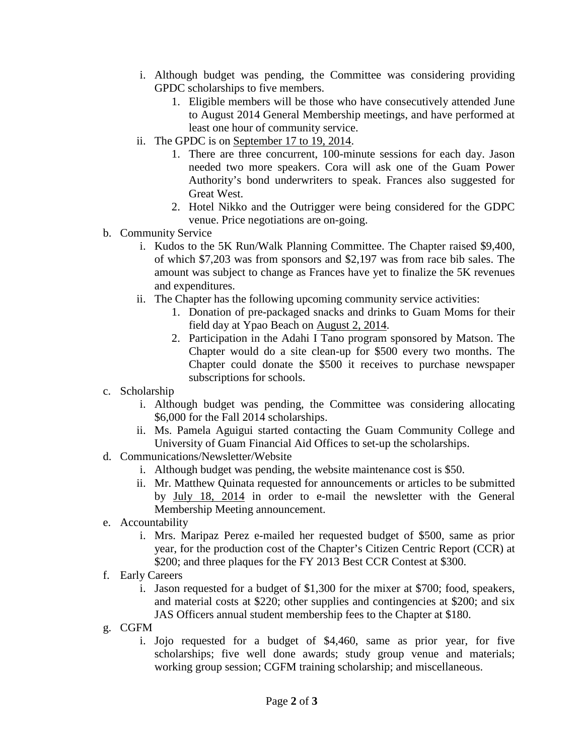i. Although budget was pending, the Committee was considering providing GPDC scholarships to five members.
      1. Eligible members will be those who have consecutively attended June to August 2014 General Membership meetings, and have performed at least one hour of community service.
   ii. The GPDC is on <u>September 17 to 19, 2014</u>.
      1. There are three concurrent, 100-minute sessions for each day. Jason needed two more speakers. Cora will ask one of the Guam Power Authority's bond underwriters to speak. Frances also suggested for Great West.
      2. Hotel Nikko and the Outrigger were being considered for the GDPC venue. Price negotiations are on-going.

b. Community Service
   i. Kudos to the 5K Run/Walk Planning Committee. The Chapter raised $9,400, of which $7,203 was from sponsors and $2,197 was from race bib sales. The amount was subject to change as Frances have yet to finalize the 5K revenues and expenditures.
   ii. The Chapter has the following upcoming community service activities:
      1. Donation of pre-packaged snacks and drinks to Guam Moms for their field day at Ypao Beach on <u>August 2, 2014</u>.
      2. Participation in the Adahi I Tano program sponsored by Matson. The Chapter would do a site clean-up for $500 every two months. The Chapter could donate the $500 it receives to purchase newspaper subscriptions for schools.

c. Scholarship
   i. Although budget was pending, the Committee was considering allocating $6,000 for the Fall 2014 scholarships.
   ii. Ms. Pamela Aguigui started contacting the Guam Community College and University of Guam Financial Aid Offices to set-up the scholarships.

d. Communications/Newsletter/Website
   i. Although budget was pending, the website maintenance cost is $50.
   ii. Mr. Matthew Quinata requested for announcements or articles to be submitted by <u>July 18, 2014</u> in order to e-mail the newsletter with the General Membership Meeting announcement.

e. Accountability
   i. Mrs. Maripaz Perez e-mailed her requested budget of $500, same as prior year, for the production cost of the Chapter's Citizen Centric Report (CCR) at $200; and three plaques for the FY 2013 Best CCR Contest at $300.

f. Early Careers
   i. Jason requested for a budget of $1,300 for the mixer at $700; food, speakers, and material costs at $220; other supplies and contingencies at $200; and six JAS Officers annual student membership fees to the Chapter at $180.

g. CGFM
   i. Jojo requested for a budget of $4,460, same as prior year, for five scholarships; five well done awards; study group venue and materials; working group session; CGFM training scholarship; and miscellaneous.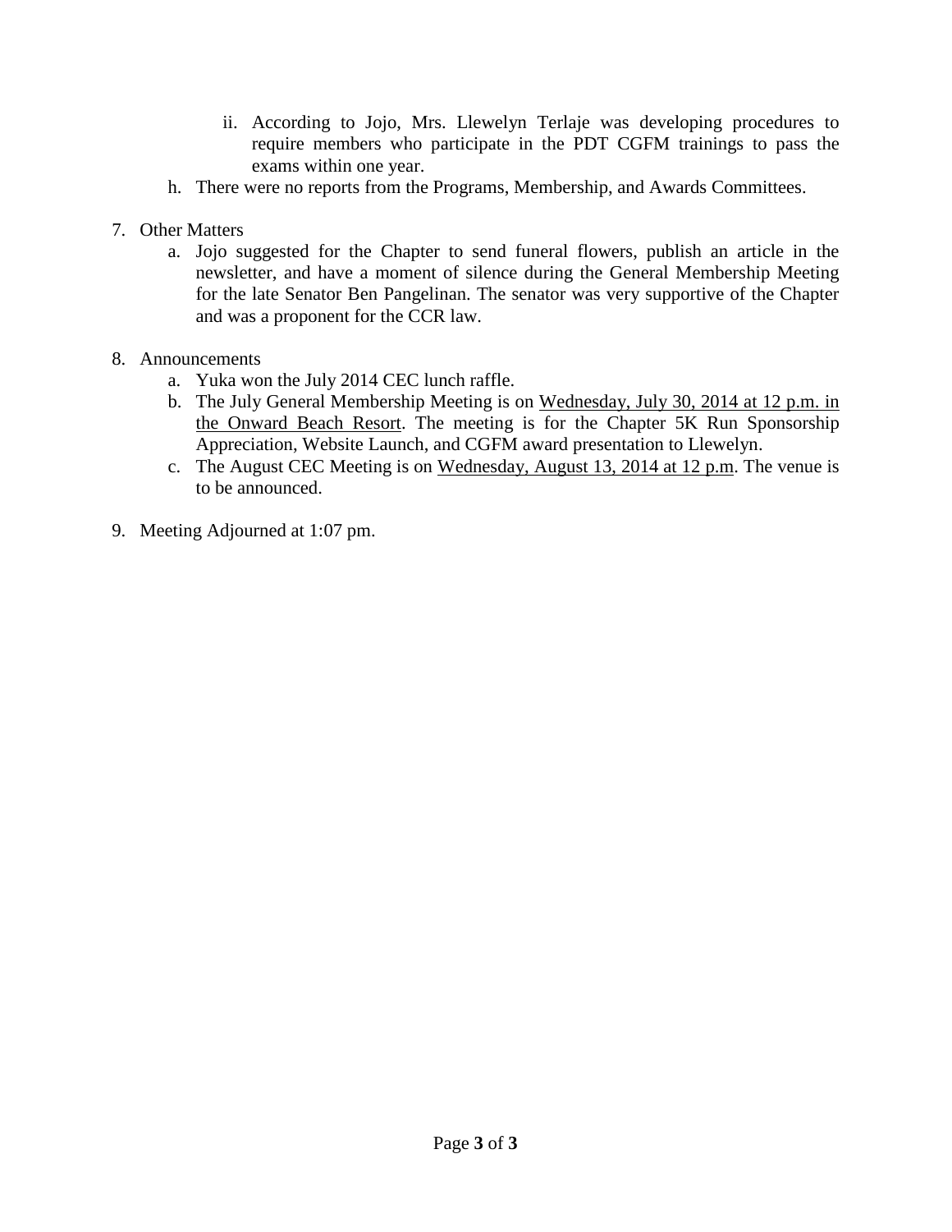ii. According to Jojo, Mrs. Llewelyn Terlaje was developing procedures to require members who participate in the PDT CGFM trainings to pass the exams within one year.

  h. There were no reports from the Programs, Membership, and Awards Committees.

7. Other Matters
   a. Jojo suggested for the Chapter to send funeral flowers, publish an article in the newsletter, and have a moment of silence during the General Membership Meeting for the late Senator Ben Pangelinan. The senator was very supportive of the Chapter and was a proponent for the CCR law.

8. Announcements
   a. Yuka won the July 2014 CEC lunch raffle.
   b. The July General Membership Meeting is on <u>Wednesday, July 30, 2014 at 12 p.m. in the Onward Beach Resort</u>. The meeting is for the Chapter 5K Run Sponsorship Appreciation, Website Launch, and CGFM award presentation to Llewelyn.
   c. The August CEC Meeting is on <u>Wednesday, August 13, 2014 at 12 p.m</u>. The venue is to be announced.

9. Meeting Adjourned at 1:07 pm.